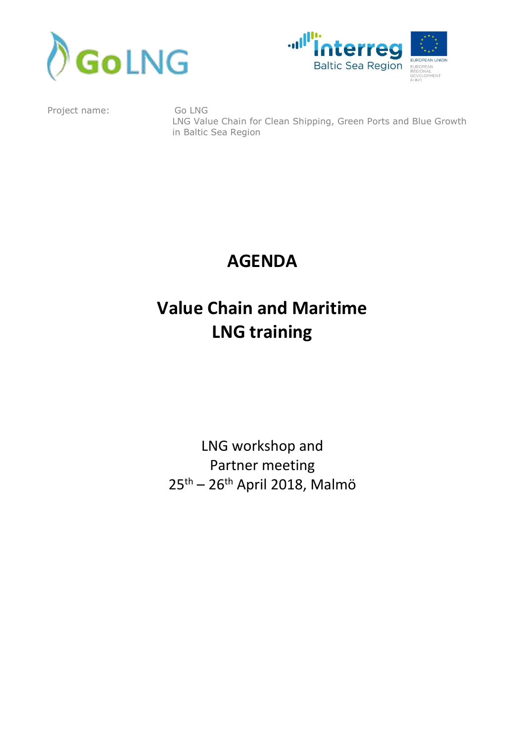Project name: Go LNG
LNG Value Chain for Clean Shipping, Green Ports and Blue Growth in Baltic Sea Region

# AGENDA

# Value Chain and Maritime LNG training

LNG workshop and
Partner meeting
25th – 26th April 2018, Malmö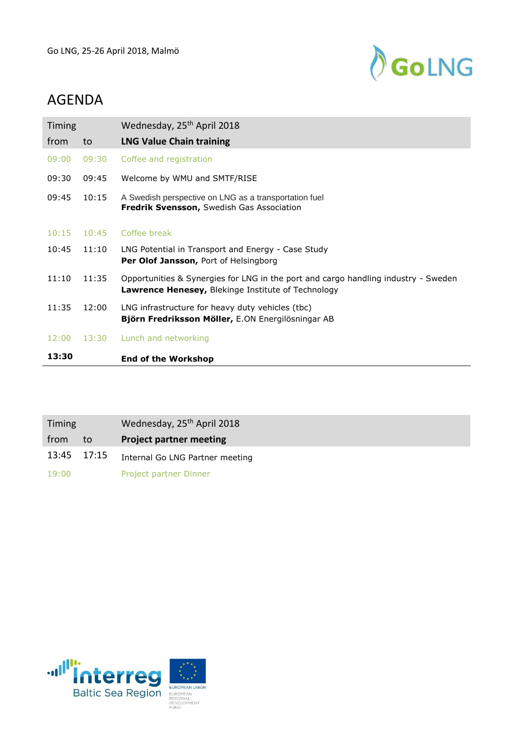Go LNG, 25-26 April 2018, Malmö

# AGENDA

| Timing | | Wednesday, 25th April 2018 |
|---|---|---|
| **from** | **to** | **LNG Value Chain training** |
| 09:00 | 09:30 | Coffee and registration |
| 09:30 | 09:45 | Welcome by WMU and SMTF/RISE |
| 09:45 | 10:15 | A Swedish perspective on LNG as a transportation fuel<br>**Fredrik Svensson,** Swedish Gas Association |
| 10:15 | 10:45 | Coffee break |
| 10:45 | 11:10 | LNG Potential in Transport and Energy - Case Study<br>**Per Olof Jansson,** Port of Helsingborg |
| 11:10 | 11:35 | Opportunities & Synergies for LNG in the port and cargo handling industry - Sweden<br>**Lawrence Henesey,** Blekinge Institute of Technology |
| 11:35 | 12:00 | LNG infrastructure for heavy duty vehicles (tbc)<br>**Björn Fredriksson Möller,** E.ON Energilösningar AB |
| 12:00 | 13:30 | Lunch and networking |
| **13:30** | | **End of the Workshop** |

| Timing | | Wednesday, 25th April 2018 |
|---|---|---|
| **from** | **to** | **Project partner meeting** |
| 13:45 | 17:15 | Internal Go LNG Partner meeting |
| 19:00 | | Project partner Dinner |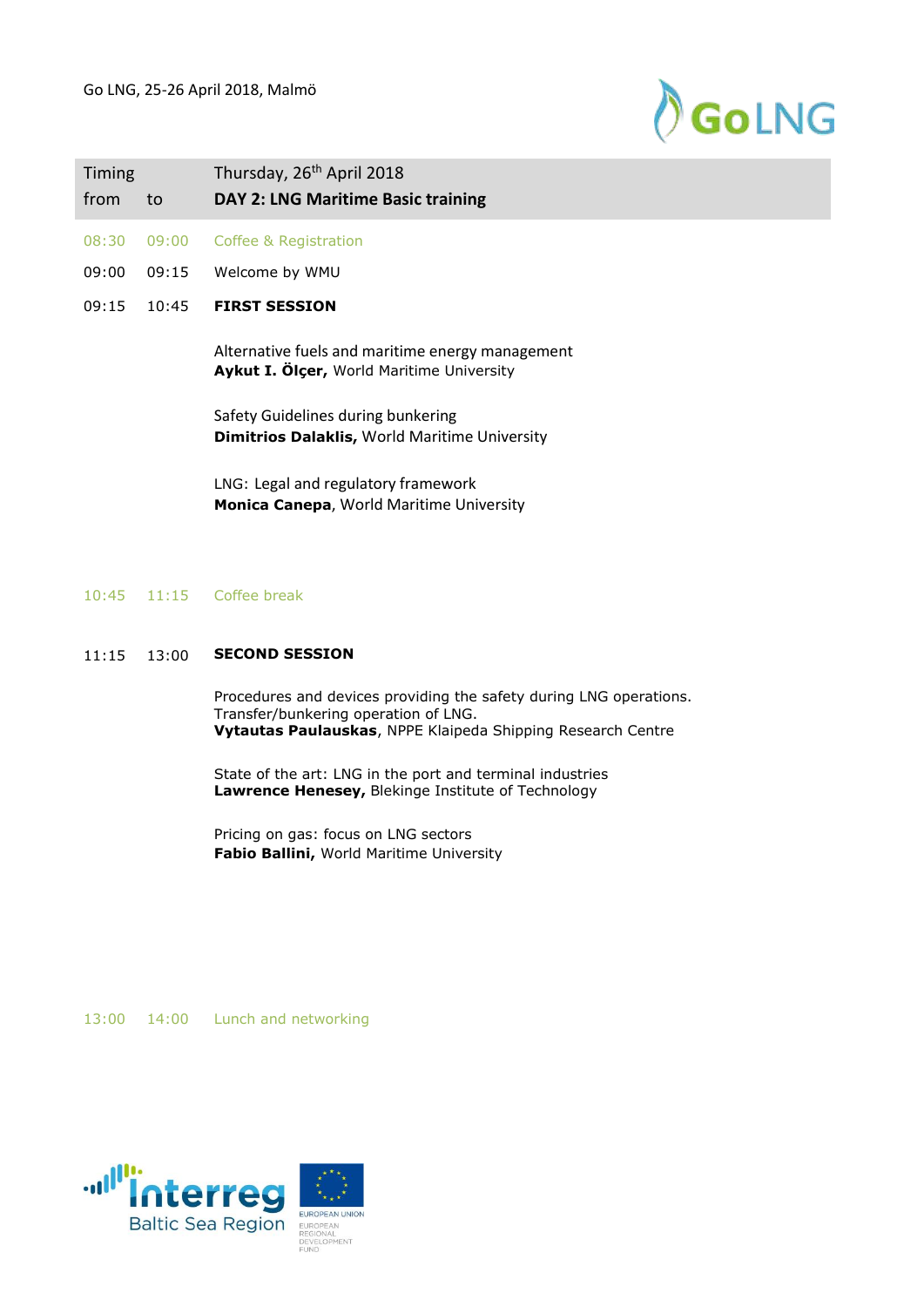Go LNG, 25-26 April 2018, Malmö

| Timing from | to | Thursday, 26th April 2018 **DAY 2: LNG Maritime Basic training** |
|---|---|---|
| 08:30 | 09:00 | Coffee & Registration |
| 09:00 | 09:15 | Welcome by WMU |
| 09:15 | 10:45 | **FIRST SESSION** |
| | | Alternative fuels and maritime energy management **Aykut I. Ölçer,** World Maritime University |
| | | Safety Guidelines during bunkering **Dimitrios Dalaklis,** World Maritime University |
| | | LNG: Legal and regulatory framework **Monica Canepa**, World Maritime University |
| 10:45 | 11:15 | Coffee break |
| 11:15 | 13:00 | **SECOND SESSION** |
| | | Procedures and devices providing the safety during LNG operations. Transfer/bunkering operation of LNG. **Vytautas Paulauskas**, NPPE Klaipeda Shipping Research Centre |
| | | State of the art: LNG in the port and terminal industries **Lawrence Henesey,** Blekinge Institute of Technology |
| | | Pricing on gas: focus on LNG sectors **Fabio Ballini,** World Maritime University |
| 13:00 | 14:00 | Lunch and networking |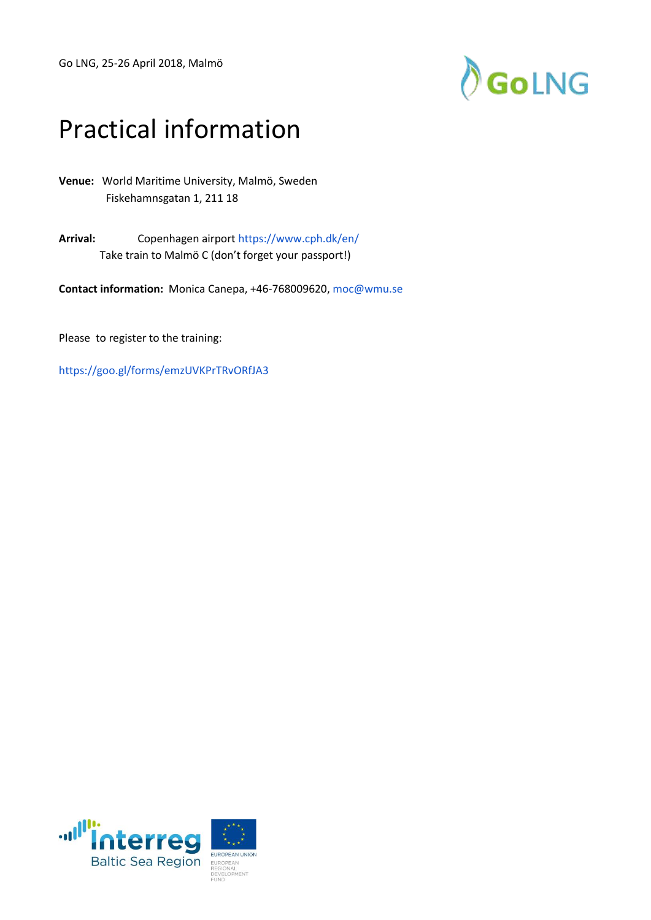Go LNG, 25-26 April 2018, Malmö

# Practical information

**Venue:** World Maritime University, Malmö, Sweden
Fiskehamnsgatan 1, 211 18

**Arrival:** Copenhagen airport https://www.cph.dk/en/
Take train to Malmö C (don't forget your passport!)

**Contact information:** Monica Canepa, +46-768009620, moc@wmu.se

Please to register to the training:

https://goo.gl/forms/emzUVKPrTRvORfJA3